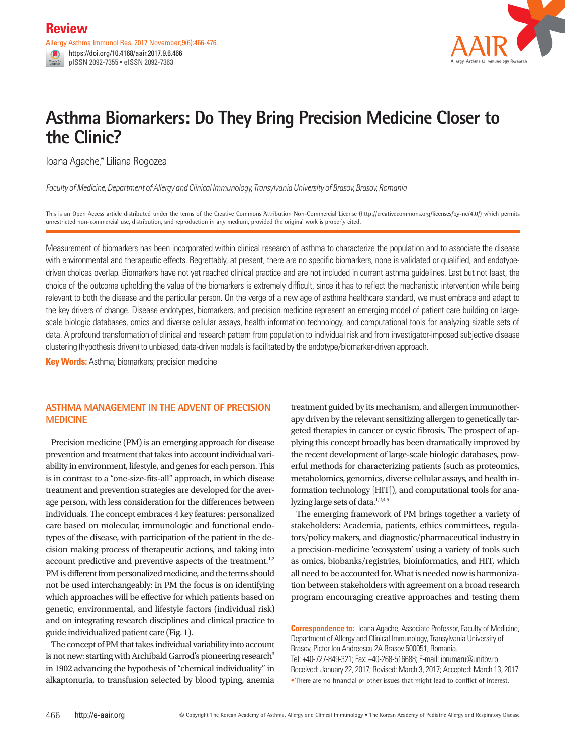Review

# Asthma Biomarkers: Do They Bring Precision Medicine Closer to the Clinic?

Ioana Agache,* Liliana Rogozea

*Faculty of Medicine, Department of Allergy and Clinical Immunology, Transylvania University of Brasov, Brasov, Romania*

This is an Open Access article distributed under the terms of the Creative Commons Attribution Non-Commercial License (http://creativecommons.org/licenses/by-nc/4.0/) which permits unrestricted non-commercial use, distribution, and reproduction in any medium, provided the original work is properly cited.

Measurement of biomarkers has been incorporated within clinical research of asthma to characterize the population and to associate the disease with environmental and therapeutic effects. Regrettably, at present, there are no specific biomarkers, none is validated or qualified, and endotype-driven choices overlap. Biomarkers have not yet reached clinical practice and are not included in current asthma guidelines. Last but not least, the choice of the outcome upholding the value of the biomarkers is extremely difficult, since it has to reflect the mechanistic intervention while being relevant to both the disease and the particular person. On the verge of a new age of asthma healthcare standard, we must embrace and adapt to the key drivers of change. Disease endotypes, biomarkers, and precision medicine represent an emerging model of patient care building on large-scale biologic databases, omics and diverse cellular assays, health information technology, and computational tools for analyzing sizable sets of data. A profound transformation of clinical and research pattern from population to individual risk and from investigator-imposed subjective disease clustering (hypothesis driven) to unbiased, data-driven models is facilitated by the endotype/biomarker-driven approach.

**Key Words:** Asthma; biomarkers; precision medicine

## ASTHMA MANAGEMENT IN THE ADVENT OF PRECISION MEDICINE

Precision medicine (PM) is an emerging approach for disease prevention and treatment that takes into account individual variability in environment, lifestyle, and genes for each person. This is in contrast to a "one-size-fits-all" approach, in which disease treatment and prevention strategies are developed for the average person, with less consideration for the differences between individuals. The concept embraces 4 key features: personalized care based on molecular, immunologic and functional endotypes of the disease, with participation of the patient in the decision making process of therapeutic actions, and taking into account predictive and preventive aspects of the treatment.[1,2] PM is different from personalized medicine, and the terms should not be used interchangeably: in PM the focus is on identifying which approaches will be effective for which patients based on genetic, environmental, and lifestyle factors (individual risk) and on integrating research disciplines and clinical practice to guide individualized patient care (Fig. 1).

The concept of PM that takes individual variability into account is not new: starting with Archibald Garrod's pioneering research[3] in 1902 advancing the hypothesis of "chemical individuality" in alkaptonuria, to transfusion selected by blood typing, anemia treatment guided by its mechanism, and allergen immunotherapy driven by the relevant sensitizing allergen to genetically targeted therapies in cancer or cystic fibrosis. The prospect of applying this concept broadly has been dramatically improved by the recent development of large-scale biologic databases, powerful methods for characterizing patients (such as proteomics, metabolomics, genomics, diverse cellular assays, and health information technology [HIT]), and computational tools for analyzing large sets of data.[1,2,4,5]

The emerging framework of PM brings together a variety of stakeholders: Academia, patients, ethics committees, regulators/policy makers, and diagnostic/pharmaceutical industry in a precision-medicine 'ecosystem' using a variety of tools such as omics, biobanks/registries, bioinformatics, and HIT, which all need to be accounted for. What is needed now is harmonization between stakeholders with agreement on a broad research program encouraging creative approaches and testing them

**Correspondence to:** Ioana Agache, Associate Professor, Faculty of Medicine, Department of Allergy and Clinical Immunology, Transylvania University of Brasov, Pictor Ion Andreescu 2A Brasov 500051, Romania.
Tel: +40-727-849-321; Fax: +40-268-516688; E-mail: ibrumaru@unitbv.ro
Received: January 22, 2017; Revised: March 3, 2017; Accepted: March 13, 2017
• There are no financial or other issues that might lead to conflict of interest.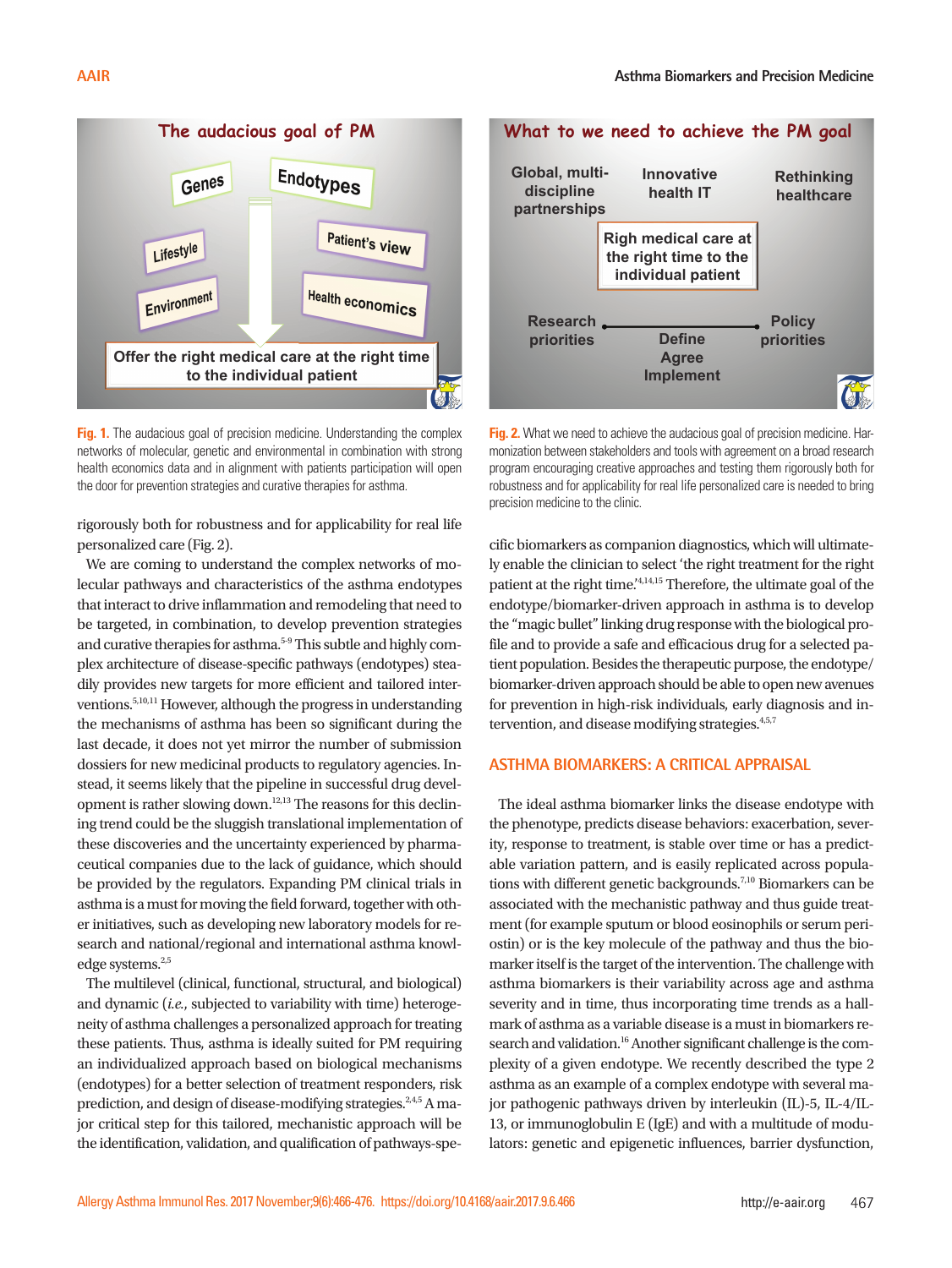Fig. 1. The audacious goal of precision medicine. Understanding the complex networks of molecular, genetic and environmental in combination with strong health economics data and in alignment with patients participation will open the door for prevention strategies and curative therapies for asthma.

Fig. 2. What we need to achieve the audacious goal of precision medicine. Harmonization between stakeholders and tools with agreement on a broad research program encouraging creative approaches and testing them rigorously both for robustness and for applicability for real life personalized care is needed to bring precision medicine to the clinic.

rigorously both for robustness and for applicability for real life personalized care (Fig. 2).

We are coming to understand the complex networks of molecular pathways and characteristics of the asthma endotypes that interact to drive inflammation and remodeling that need to be targeted, in combination, to develop prevention strategies and curative therapies for asthma.[5-9] This subtle and highly complex architecture of disease-specific pathways (endotypes) steadily provides new targets for more efficient and tailored interventions.[5,10,11] However, although the progress in understanding the mechanisms of asthma has been so significant during the last decade, it does not yet mirror the number of submission dossiers for new medicinal products to regulatory agencies. Instead, it seems likely that the pipeline in successful drug development is rather slowing down.[12,13] The reasons for this declining trend could be the sluggish translational implementation of these discoveries and the uncertainty experienced by pharmaceutical companies due to the lack of guidance, which should be provided by the regulators. Expanding PM clinical trials in asthma is a must for moving the field forward, together with other initiatives, such as developing new laboratory models for research and national/regional and international asthma knowledge systems.[2,5]

The multilevel (clinical, functional, structural, and biological) and dynamic (*i.e.*, subjected to variability with time) heterogeneity of asthma challenges a personalized approach for treating these patients. Thus, asthma is ideally suited for PM requiring an individualized approach based on biological mechanisms (endotypes) for a better selection of treatment responders, risk prediction, and design of disease-modifying strategies.[2,4,5] A major critical step for this tailored, mechanistic approach will be the identification, validation, and qualification of pathways-specific biomarkers as companion diagnostics, which will ultimately enable the clinician to select 'the right treatment for the right patient at the right time.'[4,14,15] Therefore, the ultimate goal of the endotype/biomarker-driven approach in asthma is to develop the "magic bullet" linking drug response with the biological profile and to provide a safe and efficacious drug for a selected patient population. Besides the therapeutic purpose, the endotype/biomarker-driven approach should be able to open new avenues for prevention in high-risk individuals, early diagnosis and intervention, and disease modifying strategies.[4,5,7]

## ASTHMA BIOMARKERS: A CRITICAL APPRAISAL

The ideal asthma biomarker links the disease endotype with the phenotype, predicts disease behaviors: exacerbation, severity, response to treatment, is stable over time or has a predictable variation pattern, and is easily replicated across populations with different genetic backgrounds.[7,10] Biomarkers can be associated with the mechanistic pathway and thus guide treatment (for example sputum or blood eosinophils or serum periostin) or is the key molecule of the pathway and thus the biomarker itself is the target of the intervention. The challenge with asthma biomarkers is their variability across age and asthma severity and in time, thus incorporating time trends as a hallmark of asthma as a variable disease is a must in biomarkers research and validation.[16] Another significant challenge is the complexity of a given endotype. We recently described the type 2 asthma as an example of a complex endotype with several major pathogenic pathways driven by interleukin (IL)-5, IL-4/IL-13, or immunoglobulin E (IgE) and with a multitude of modulators: genetic and epigenetic influences, barrier dysfunction,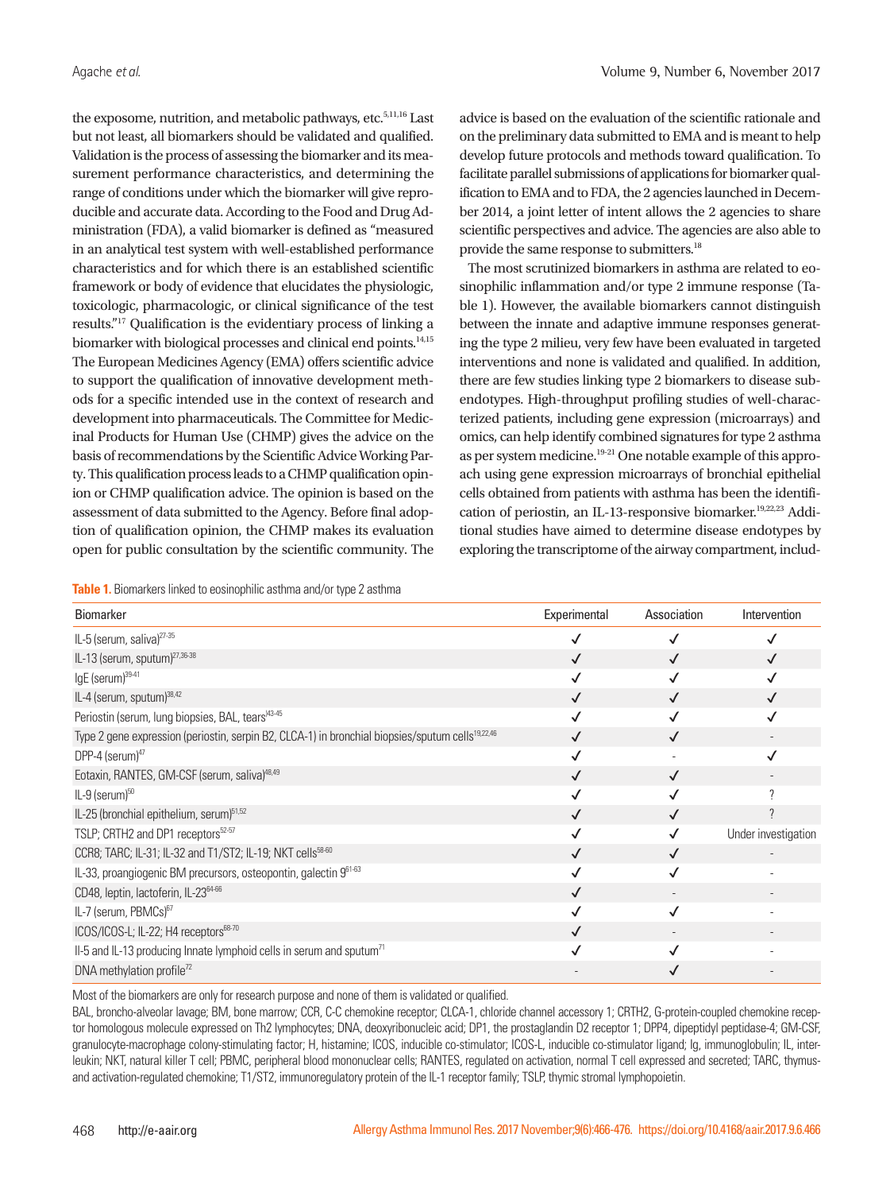the exposome, nutrition, and metabolic pathways, etc.[5,11,16] Last but not least, all biomarkers should be validated and qualified. Validation is the process of assessing the biomarker and its measurement performance characteristics, and determining the range of conditions under which the biomarker will give reproducible and accurate data. According to the Food and Drug Administration (FDA), a valid biomarker is defined as "measured in an analytical test system with well-established performance characteristics and for which there is an established scientific framework or body of evidence that elucidates the physiologic, toxicologic, pharmacologic, or clinical significance of the test results."[17] Qualification is the evidentiary process of linking a biomarker with biological processes and clinical end points.[14,15] The European Medicines Agency (EMA) offers scientific advice to support the qualification of innovative development methods for a specific intended use in the context of research and development into pharmaceuticals. The Committee for Medicinal Products for Human Use (CHMP) gives the advice on the basis of recommendations by the Scientific Advice Working Party. This qualification process leads to a CHMP qualification opinion or CHMP qualification advice. The opinion is based on the assessment of data submitted to the Agency. Before final adoption of qualification opinion, the CHMP makes its evaluation open for public consultation by the scientific community. The advice is based on the evaluation of the scientific rationale and on the preliminary data submitted to EMA and is meant to help develop future protocols and methods toward qualification. To facilitate parallel submissions of applications for biomarker qualification to EMA and to FDA, the 2 agencies launched in December 2014, a joint letter of intent allows the 2 agencies to share scientific perspectives and advice. The agencies are also able to provide the same response to submitters.[18]

The most scrutinized biomarkers in asthma are related to eosinophilic inflammation and/or type 2 immune response (Table 1). However, the available biomarkers cannot distinguish between the innate and adaptive immune responses generating the type 2 milieu, very few have been evaluated in targeted interventions and none is validated and qualified. In addition, there are few studies linking type 2 biomarkers to disease subendotypes. High-throughput profiling studies of well-characterized patients, including gene expression (microarrays) and omics, can help identify combined signatures for type 2 asthma as per system medicine.[19-21] One notable example of this approach using gene expression microarrays of bronchial epithelial cells obtained from patients with asthma has been the identification of periostin, an IL-13-responsive biomarker.[19,22,23] Additional studies have aimed to determine disease endotypes by exploring the transcriptome of the airway compartment, includ-

**Table 1.** Biomarkers linked to eosinophilic asthma and/or type 2 asthma

| Biomarker | Experimental | Association | Intervention |
|---|---|---|---|
| IL-5 (serum, saliva)[27-35] | ✓ | ✓ | ✓ |
| IL-13 (serum, sputum)[27,36-38] | ✓ | ✓ | ✓ |
| IgE (serum)[39-41] | ✓ | ✓ | ✓ |
| IL-4 (serum, sputum)[38,42] | ✓ | ✓ | ✓ |
| Periostin (serum, lung biopsies, BAL, tears)[43-45] | ✓ | ✓ | ✓ |
| Type 2 gene expression (periostin, serpin B2, CLCA-1) in bronchial biopsies/sputum cells[19,22,46] | ✓ | ✓ | - |
| DPP-4 (serum)[47] | ✓ | - | ✓ |
| Eotaxin, RANTES, GM-CSF (serum, saliva)[48,49] | ✓ | ✓ | - |
| IL-9 (serum)[50] | ✓ | ✓ | ? |
| IL-25 (bronchial epithelium, serum)[51,52] | ✓ | ✓ | ? |
| TSLP; CRTH2 and DP1 receptors[52-57] | ✓ | ✓ | Under investigation |
| CCR8; TARC; IL-31; IL-32 and T1/ST2; IL-19; NKT cells[58-60] | ✓ | ✓ | - |
| IL-33, proangiogenic BM precursors, osteopontin, galectin 9[61-63] | ✓ | ✓ | - |
| CD48, leptin, lactoferin, IL-23[64-66] | ✓ | - | - |
| IL-7 (serum, PBMCs)[67] | ✓ | ✓ | - |
| ICOS/ICOS-L; IL-22; H4 receptors[68-70] | ✓ | - | - |
| Il-5 and IL-13 producing Innate lymphoid cells in serum and sputum[71] | ✓ | ✓ | - |
| DNA methylation profile[72] | - | ✓ | - |

Most of the biomarkers are only for research purpose and none of them is validated or qualified.

BAL, broncho-alveolar lavage; BM, bone marrow; CCR, C-C chemokine receptor; CLCA-1, chloride channel accessory 1; CRTH2, G-protein-coupled chemokine receptor homologous molecule expressed on Th2 lymphocytes; DNA, deoxyribonucleic acid; DP1, the prostaglandin D2 receptor 1; DPP4, dipeptidyl peptidase-4; GM-CSF, granulocyte-macrophage colony-stimulating factor; H, histamine; ICOS, inducible co-stimulator; ICOS-L, inducible co-stimulator ligand; Ig, immunoglobulin; IL, interleukin; NKT, natural killer T cell; PBMC, peripheral blood mononuclear cells; RANTES, regulated on activation, normal T cell expressed and secreted; TARC, thymus- and activation-regulated chemokine; T1/ST2, immunoregulatory protein of the IL-1 receptor family; TSLP, thymic stromal lymphopoietin.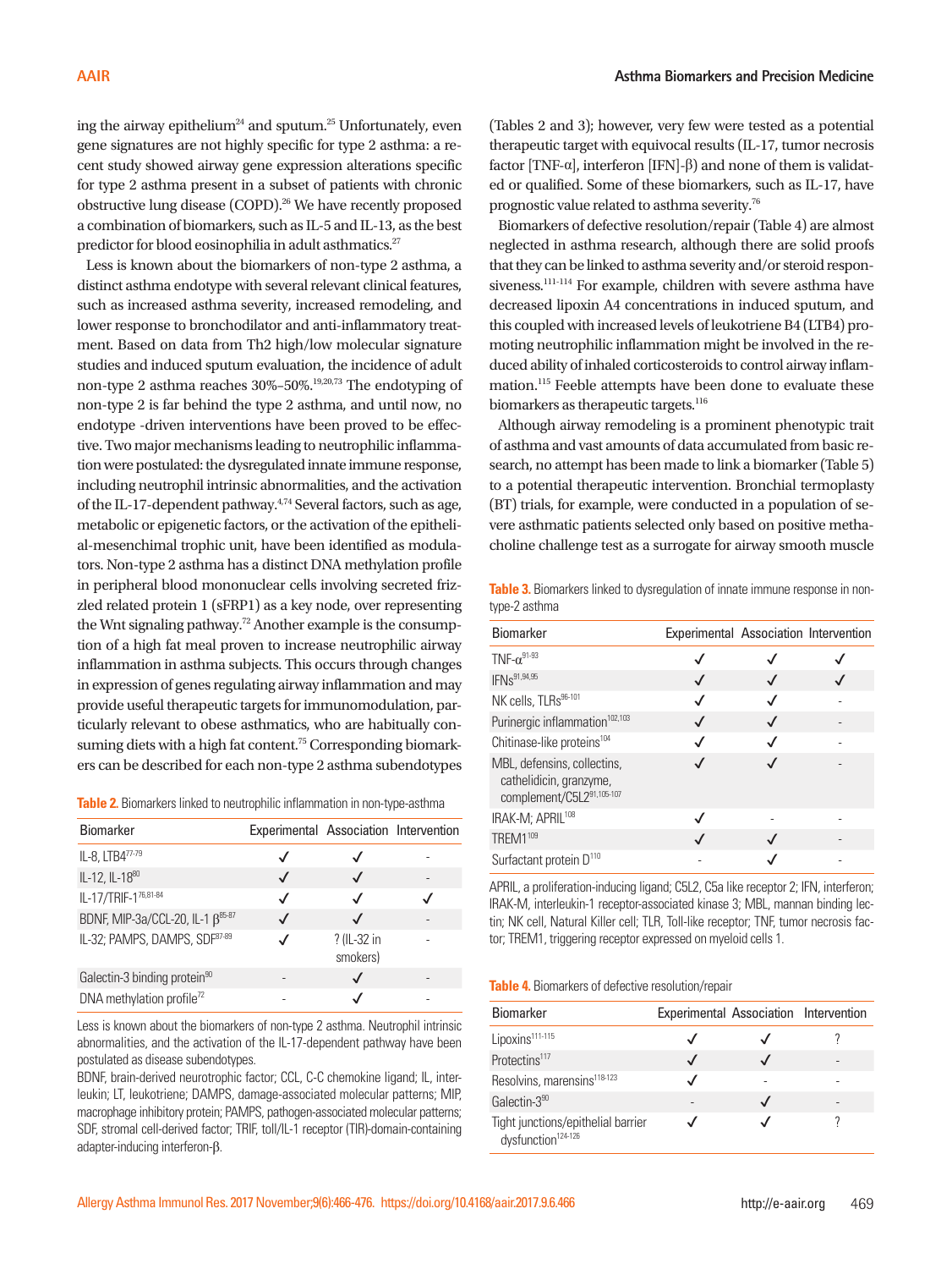ing the airway epithelium[24] and sputum.[25] Unfortunately, even gene signatures are not highly specific for type 2 asthma: a recent study showed airway gene expression alterations specific for type 2 asthma present in a subset of patients with chronic obstructive lung disease (COPD).[26] We have recently proposed a combination of biomarkers, such as IL-5 and IL-13, as the best predictor for blood eosinophilia in adult asthmatics.[27]

Less is known about the biomarkers of non-type 2 asthma, a distinct asthma endotype with several relevant clinical features, such as increased asthma severity, increased remodeling, and lower response to bronchodilator and anti-inflammatory treatment. Based on data from Th2 high/low molecular signature studies and induced sputum evaluation, the incidence of adult non-type 2 asthma reaches 30%–50%.[19,20,73] The endotyping of non-type 2 is far behind the type 2 asthma, and until now, no endotype -driven interventions have been proved to be effective. Two major mechanisms leading to neutrophilic inflammation were postulated: the dysregulated innate immune response, including neutrophil intrinsic abnormalities, and the activation of the IL-17-dependent pathway.[4,74] Several factors, such as age, metabolic or epigenetic factors, or the activation of the epithelial-mesenchimal trophic unit, have been identified as modulators. Non-type 2 asthma has a distinct DNA methylation profile in peripheral blood mononuclear cells involving secreted frizzled related protein 1 (sFRP1) as a key node, over representing the Wnt signaling pathway.[72] Another example is the consumption of a high fat meal proven to increase neutrophilic airway inflammation in asthma subjects. This occurs through changes in expression of genes regulating airway inflammation and may provide useful therapeutic targets for immunomodulation, particularly relevant to obese asthmatics, who are habitually consuming diets with a high fat content.[75] Corresponding biomarkers can be described for each non-type 2 asthma subendotypes (Tables 2 and 3); however, very few were tested as a potential therapeutic target with equivocal results (IL-17, tumor necrosis factor [TNF-α], interferon [IFN]-β) and none of them is validated or qualified. Some of these biomarkers, such as IL-17, have prognostic value related to asthma severity.[76]

Biomarkers of defective resolution/repair (Table 4) are almost neglected in asthma research, although there are solid proofs that they can be linked to asthma severity and/or steroid responsiveness.[111-114] For example, children with severe asthma have decreased lipoxin A4 concentrations in induced sputum, and this coupled with increased levels of leukotriene B4 (LTB4) promoting neutrophilic inflammation might be involved in the reduced ability of inhaled corticosteroids to control airway inflammation.[115] Feeble attempts have been done to evaluate these biomarkers as therapeutic targets.[116]

Although airway remodeling is a prominent phenotypic trait of asthma and vast amounts of data accumulated from basic research, no attempt has been made to link a biomarker (Table 5) to a potential therapeutic intervention. Bronchial termoplasty (BT) trials, for example, were conducted in a population of severe asthmatic patients selected only based on positive methacholine challenge test as a surrogate for airway smooth muscle

**Table 2.** Biomarkers linked to neutrophilic inflammation in non-type-asthma

| Biomarker | Experimental | Association | Intervention |
|---|---|---|---|
| IL-8, LTB4[77-79] | ✓ | ✓ | - |
| IL-12, IL-18[80] | ✓ | ✓ | - |
| IL-17/TRIF-1[76,81-84] | ✓ | ✓ | ✓ |
| BDNF, MIP-3a/CCL-20, IL-1 β[85-87] | ✓ | ✓ | - |
| IL-32; PAMPS, DAMPS, SDF[87-89] | ✓ | ? (IL-32 in smokers) | - |
| Galectin-3 binding protein[90] | - | ✓ | - |
| DNA methylation profile[72] | - | ✓ | - |

Less is known about the biomarkers of non-type 2 asthma. Neutrophil intrinsic abnormalities, and the activation of the IL-17-dependent pathway have been postulated as disease subendotypes.
BDNF, brain-derived neurotrophic factor; CCL, C-C chemokine ligand; IL, interleukin; LT, leukotriene; DAMPS, damage-associated molecular patterns; MIP, macrophage inhibitory protein; PAMPS, pathogen-associated molecular patterns; SDF, stromal cell-derived factor; TRIF, toll/IL-1 receptor (TIR)-domain-containing adapter-inducing interferon-β.

**Table 3.** Biomarkers linked to dysregulation of innate immune response in non-type-2 asthma

| Biomarker | Experimental | Association | Intervention |
|---|---|---|---|
| TNF-α[91-93] | ✓ | ✓ | ✓ |
| IFNs[91,94,95] | ✓ | ✓ | ✓ |
| NK cells, TLRs[96-101] | ✓ | ✓ | - |
| Purinergic inflammation[102,103] | ✓ | ✓ | - |
| Chitinase-like proteins[104] | ✓ | ✓ | - |
| MBL, defensins, collectins, cathelidicin, granzyme, complement/C5L2[91,105-107] | ✓ | ✓ | - |
| IRAK-M; APRIL[108] | ✓ | - | - |
| TREM1[109] | ✓ | ✓ | - |
| Surfactant protein D[110] | - | ✓ | - |

APRIL, a proliferation-inducing ligand; C5L2, C5a like receptor 2; IFN, interferon; IRAK-M, interleukin-1 receptor-associated kinase 3; MBL, mannan binding lectin; NK cell, Natural Killer cell; TLR, Toll-like receptor; TNF, tumor necrosis factor; TREM1, triggering receptor expressed on myeloid cells 1.

**Table 4.** Biomarkers of defective resolution/repair

| Biomarker | Experimental | Association | Intervention |
|---|---|---|---|
| Lipoxins[111-115] | ✓ | ✓ | ? |
| Protectins[117] | ✓ | ✓ | - |
| Resolvins, marensins[118-123] | ✓ | - | - |
| Galectin-3[90] | - | ✓ | - |
| Tight junctions/epithelial barrier dysfunction[124-126] | ✓ | ✓ | ? |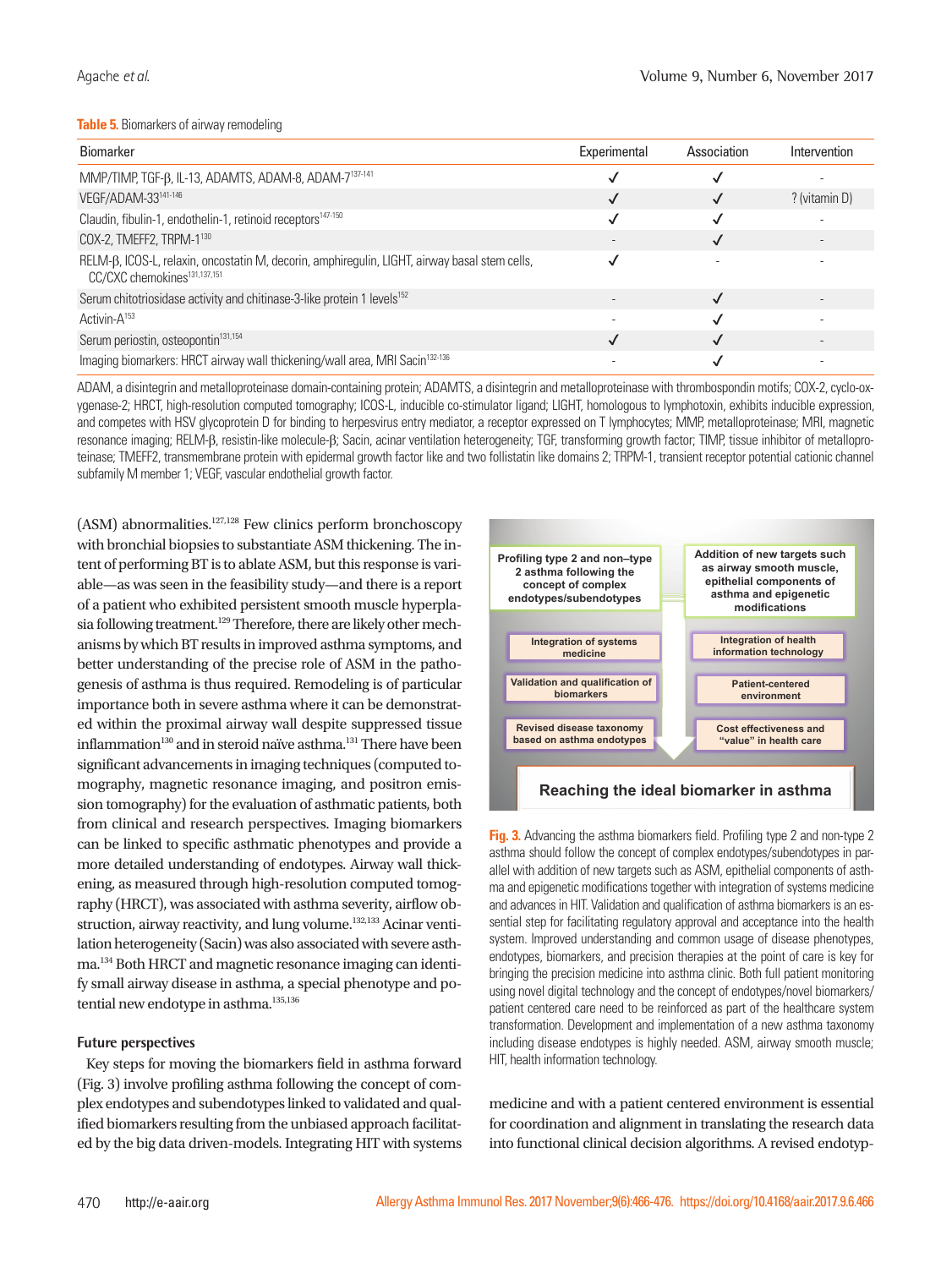**Table 5.** Biomarkers of airway remodeling

| Biomarker | Experimental | Association | Intervention |
|---|---|---|---|
| MMP/TIMP, TGF-β, IL-13, ADAMTS, ADAM-8, ADAM-7[137-141] | ✓ | ✓ | - |
| VEGF/ADAM-33[141-146] | ✓ | ✓ | ? (vitamin D) |
| Claudin, fibulin-1, endothelin-1, retinoid receptors[147-150] | ✓ | ✓ | - |
| COX-2, TMEFF2, TRPM-1[130] | - | ✓ | - |
| RELM-β, ICOS-L, relaxin, oncostatin M, decorin, amphiregulin, LIGHT, airway basal stem cells, CC/CXC chemokines[131,137,151] | ✓ | - | - |
| Serum chitotriosidase activity and chitinase-3-like protein 1 levels[152] | - | ✓ | - |
| Activin-A[153] | - | ✓ | - |
| Serum periostin, osteopontin[131,154] | ✓ | ✓ | - |
| Imaging biomarkers: HRCT airway wall thickening/wall area, MRI Sacin[132-136] | - | ✓ | - |

ADAM, a disintegrin and metalloproteinase domain-containing protein; ADAMTS, a disintegrin and metalloproteinase with thrombospondin motifs; COX-2, cyclo-oxygenase-2; HRCT, high-resolution computed tomography; ICOS-L, inducible co-stimulator ligand; LIGHT, homologous to lymphotoxin, exhibits inducible expression, and competes with HSV glycoprotein D for binding to herpesvirus entry mediator, a receptor expressed on T lymphocytes; MMP, metalloproteinase; MRI, magnetic resonance imaging; RELM-β, resistin-like molecule-β; Sacin, acinar ventilation heterogeneity; TGF, transforming growth factor; TIMP, tissue inhibitor of metalloproteinase; TMEFF2, transmembrane protein with epidermal growth factor like and two follistatin like domains 2; TRPM-1, transient receptor potential cationic channel subfamily M member 1; VEGF, vascular endothelial growth factor.

(ASM) abnormalities.[127,128] Few clinics perform bronchoscopy with bronchial biopsies to substantiate ASM thickening. The intent of performing BT is to ablate ASM, but this response is variable—as was seen in the feasibility study—and there is a report of a patient who exhibited persistent smooth muscle hyperplasia following treatment.[129] Therefore, there are likely other mechanisms by which BT results in improved asthma symptoms, and better understanding of the precise role of ASM in the pathogenesis of asthma is thus required. Remodeling is of particular importance both in severe asthma where it can be demonstrated within the proximal airway wall despite suppressed tissue inflammation[130] and in steroid naïve asthma.[131] There have been significant advancements in imaging techniques (computed tomography, magnetic resonance imaging, and positron emission tomography) for the evaluation of asthmatic patients, both from clinical and research perspectives. Imaging biomarkers can be linked to specific asthmatic phenotypes and provide a more detailed understanding of endotypes. Airway wall thickening, as measured through high-resolution computed tomography (HRCT), was associated with asthma severity, airflow obstruction, airway reactivity, and lung volume.[132,133] Acinar ventilation heterogeneity (Sacin) was also associated with severe asthma.[134] Both HRCT and magnetic resonance imaging can identify small airway disease in asthma, a special phenotype and potential new endotype in asthma.[135,136]

## Future perspectives

Key steps for moving the biomarkers field in asthma forward (Fig. 3) involve profiling asthma following the concept of complex endotypes and subendotypes linked to validated and qualified biomarkers resulting from the unbiased approach facilitated by the big data driven-models. Integrating HIT with systems medicine and with a patient centered environment is essential for coordination and alignment in translating the research data into functional clinical decision algorithms. A revised endotyp-

Profiling type 2 and non–type 2 asthma following the concept of complex endotypes/subendotypes

Addition of new targets such as airway smooth muscle, epithelial components of asthma and epigenetic modifications

Integration of systems medicine

Integration of health information technology

Validation and qualification of biomarkers

Patient-centered environment

Revised disease taxonomy based on asthma endotypes

Cost effectiveness and "value" in health care

Reaching the ideal biomarker in asthma

**Fig. 3.** Advancing the asthma biomarkers field. Profiling type 2 and non-type 2 asthma should follow the concept of complex endotypes/subendotypes in parallel with addition of new targets such as ASM, epithelial components of asthma and epigenetic modifications together with integration of systems medicine and advances in HIT. Validation and qualification of asthma biomarkers is an essential step for facilitating regulatory approval and acceptance into the health system. Improved understanding and common usage of disease phenotypes, endotypes, biomarkers, and precision therapies at the point of care is key for bringing the precision medicine into asthma clinic. Both full patient monitoring using novel digital technology and the concept of endotypes/novel biomarkers/patient centered care need to be reinforced as part of the healthcare system transformation. Development and implementation of a new asthma taxonomy including disease endotypes is highly needed. ASM, airway smooth muscle; HIT, health information technology.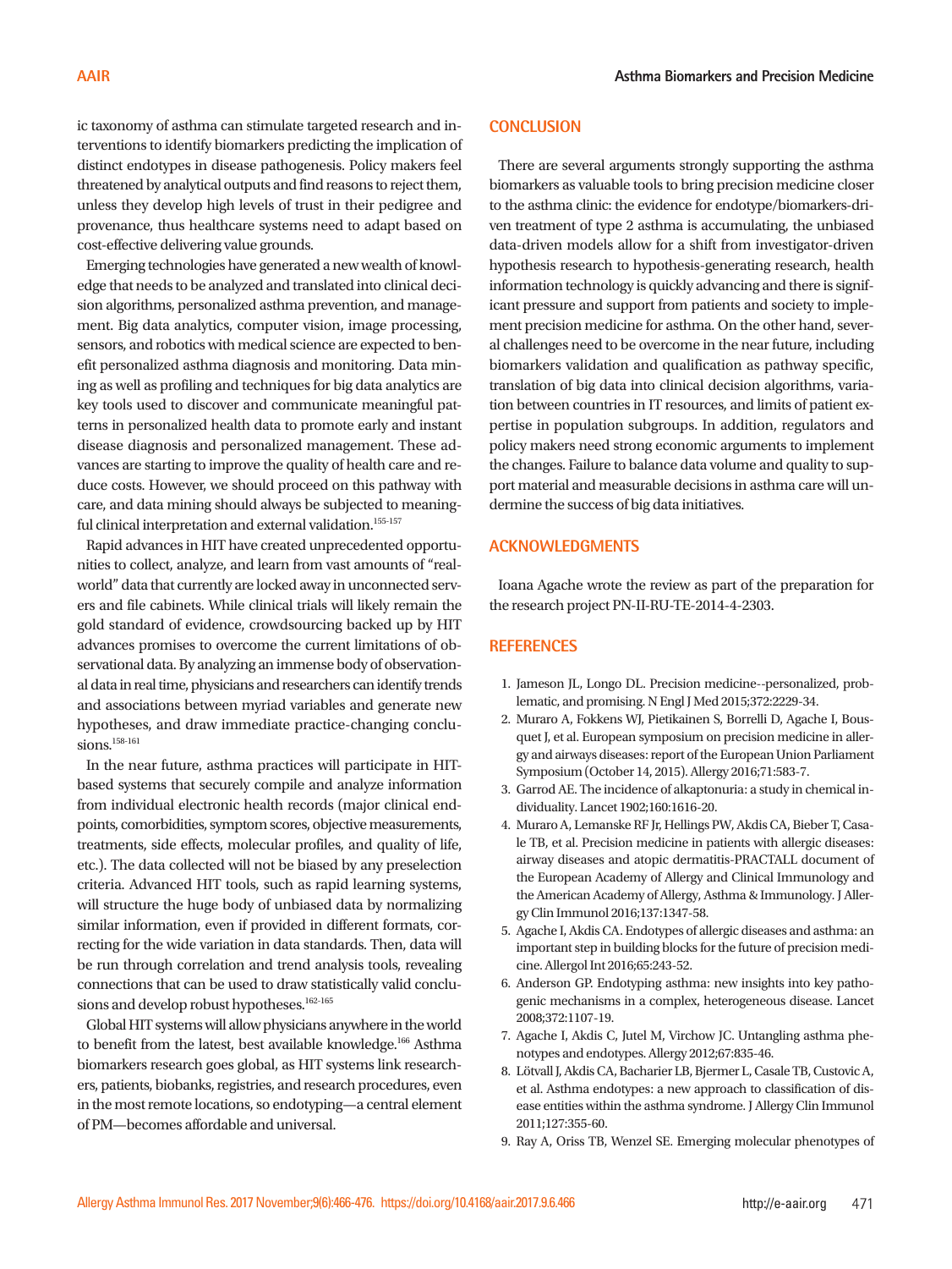ic taxonomy of asthma can stimulate targeted research and interventions to identify biomarkers predicting the implication of distinct endotypes in disease pathogenesis. Policy makers feel threatened by analytical outputs and find reasons to reject them, unless they develop high levels of trust in their pedigree and provenance, thus healthcare systems need to adapt based on cost-effective delivering value grounds.

Emerging technologies have generated a new wealth of knowledge that needs to be analyzed and translated into clinical decision algorithms, personalized asthma prevention, and management. Big data analytics, computer vision, image processing, sensors, and robotics with medical science are expected to benefit personalized asthma diagnosis and monitoring. Data mining as well as profiling and techniques for big data analytics are key tools used to discover and communicate meaningful patterns in personalized health data to promote early and instant disease diagnosis and personalized management. These advances are starting to improve the quality of health care and reduce costs. However, we should proceed on this pathway with care, and data mining should always be subjected to meaningful clinical interpretation and external validation.[155-157]

Rapid advances in HIT have created unprecedented opportunities to collect, analyze, and learn from vast amounts of "real-world" data that currently are locked away in unconnected servers and file cabinets. While clinical trials will likely remain the gold standard of evidence, crowdsourcing backed up by HIT advances promises to overcome the current limitations of observational data. By analyzing an immense body of observational data in real time, physicians and researchers can identify trends and associations between myriad variables and generate new hypotheses, and draw immediate practice-changing conclusions.[158-161]

In the near future, asthma practices will participate in HIT-based systems that securely compile and analyze information from individual electronic health records (major clinical endpoints, comorbidities, symptom scores, objective measurements, treatments, side effects, molecular profiles, and quality of life, etc.). The data collected will not be biased by any preselection criteria. Advanced HIT tools, such as rapid learning systems, will structure the huge body of unbiased data by normalizing similar information, even if provided in different formats, correcting for the wide variation in data standards. Then, data will be run through correlation and trend analysis tools, revealing connections that can be used to draw statistically valid conclusions and develop robust hypotheses.[162-165]

Global HIT systems will allow physicians anywhere in the world to benefit from the latest, best available knowledge.[166] Asthma biomarkers research goes global, as HIT systems link researchers, patients, biobanks, registries, and research procedures, even in the most remote locations, so endotyping—a central element of PM—becomes affordable and universal.

## CONCLUSION

There are several arguments strongly supporting the asthma biomarkers as valuable tools to bring precision medicine closer to the asthma clinic: the evidence for endotype/biomarkers-driven treatment of type 2 asthma is accumulating, the unbiased data-driven models allow for a shift from investigator-driven hypothesis research to hypothesis-generating research, health information technology is quickly advancing and there is significant pressure and support from patients and society to implement precision medicine for asthma. On the other hand, several challenges need to be overcome in the near future, including biomarkers validation and qualification as pathway specific, translation of big data into clinical decision algorithms, variation between countries in IT resources, and limits of patient expertise in population subgroups. In addition, regulators and policy makers need strong economic arguments to implement the changes. Failure to balance data volume and quality to support material and measurable decisions in asthma care will undermine the success of big data initiatives.

## ACKNOWLEDGMENTS

Ioana Agache wrote the review as part of the preparation for the research project PN-II-RU-TE-2014-4-2303.

## REFERENCES

1. Jameson JL, Longo DL. Precision medicine--personalized, problematic, and promising. N Engl J Med 2015;372:2229-34.
2. Muraro A, Fokkens WJ, Pietikainen S, Borrelli D, Agache I, Bousquet J, et al. European symposium on precision medicine in allergy and airways diseases: report of the European Union Parliament Symposium (October 14, 2015). Allergy 2016;71:583-7.
3. Garrod AE. The incidence of alkaptonuria: a study in chemical individuality. Lancet 1902;160:1616-20.
4. Muraro A, Lemanske RF Jr, Hellings PW, Akdis CA, Bieber T, Casale TB, et al. Precision medicine in patients with allergic diseases: airway diseases and atopic dermatitis-PRACTALL document of the European Academy of Allergy and Clinical Immunology and the American Academy of Allergy, Asthma & Immunology. J Allergy Clin Immunol 2016;137:1347-58.
5. Agache I, Akdis CA. Endotypes of allergic diseases and asthma: an important step in building blocks for the future of precision medicine. Allergol Int 2016;65:243-52.
6. Anderson GP. Endotyping asthma: new insights into key pathogenic mechanisms in a complex, heterogeneous disease. Lancet 2008;372:1107-19.
7. Agache I, Akdis C, Jutel M, Virchow JC. Untangling asthma phenotypes and endotypes. Allergy 2012;67:835-46.
8. Lötvall J, Akdis CA, Bacharier LB, Bjermer L, Casale TB, Custovic A, et al. Asthma endotypes: a new approach to classification of disease entities within the asthma syndrome. J Allergy Clin Immunol 2011;127:355-60.
9. Ray A, Oriss TB, Wenzel SE. Emerging molecular phenotypes of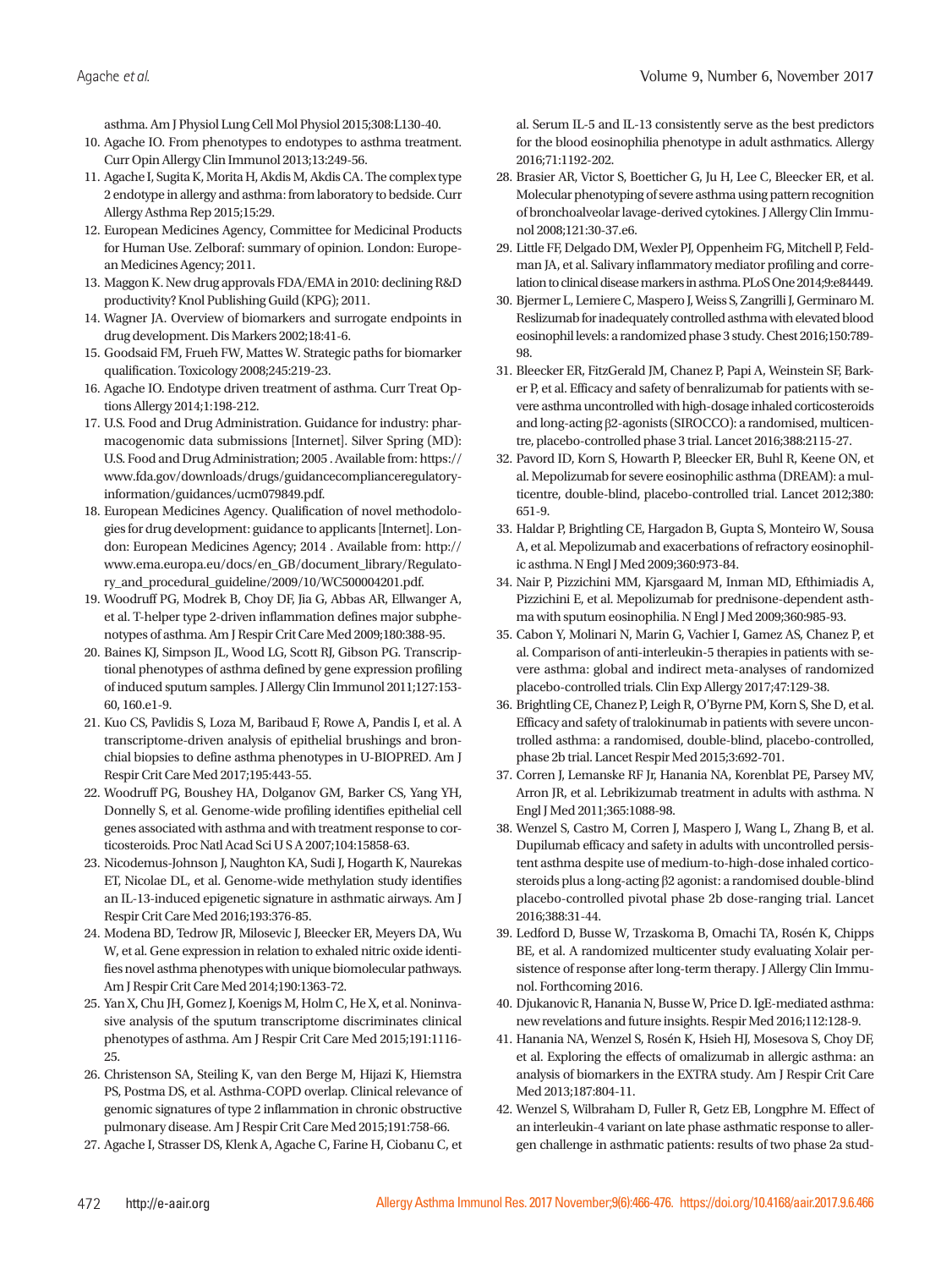asthma. Am J Physiol Lung Cell Mol Physiol 2015;308:L130-40.

10. Agache IO. From phenotypes to endotypes to asthma treatment. Curr Opin Allergy Clin Immunol 2013;13:249-56.
11. Agache I, Sugita K, Morita H, Akdis M, Akdis CA. The complex type 2 endotype in allergy and asthma: from laboratory to bedside. Curr Allergy Asthma Rep 2015;15:29.
12. European Medicines Agency, Committee for Medicinal Products for Human Use. Zelboraf: summary of opinion. London: European Medicines Agency; 2011.
13. Maggon K. New drug approvals FDA/EMA in 2010: declining R&D productivity? Knol Publishing Guild (KPG); 2011.
14. Wagner JA. Overview of biomarkers and surrogate endpoints in drug development. Dis Markers 2002;18:41-6.
15. Goodsaid FM, Frueh FW, Mattes W. Strategic paths for biomarker qualification. Toxicology 2008;245:219-23.
16. Agache IO. Endotype driven treatment of asthma. Curr Treat Options Allergy 2014;1:198-212.
17. U.S. Food and Drug Administration. Guidance for industry: pharmacogenomic data submissions [Internet]. Silver Spring (MD): U.S. Food and Drug Administration; 2005 . Available from: https://www.fda.gov/downloads/drugs/guidancecomplianceregulatoryinformation/guidances/ucm079849.pdf.
18. European Medicines Agency. Qualification of novel methodologies for drug development: guidance to applicants [Internet]. London: European Medicines Agency; 2014 . Available from: http://www.ema.europa.eu/docs/en_GB/document_library/Regulatory_and_procedural_guideline/2009/10/WC500004201.pdf.
19. Woodruff PG, Modrek B, Choy DF, Jia G, Abbas AR, Ellwanger A, et al. T-helper type 2-driven inflammation defines major subphenotypes of asthma. Am J Respir Crit Care Med 2009;180:388-95.
20. Baines KJ, Simpson JL, Wood LG, Scott RJ, Gibson PG. Transcriptional phenotypes of asthma defined by gene expression profiling of induced sputum samples. J Allergy Clin Immunol 2011;127:153-60, 160.e1-9.
21. Kuo CS, Pavlidis S, Loza M, Baribaud F, Rowe A, Pandis I, et al. A transcriptome-driven analysis of epithelial brushings and bronchial biopsies to define asthma phenotypes in U-BIOPRED. Am J Respir Crit Care Med 2017;195:443-55.
22. Woodruff PG, Boushey HA, Dolganov GM, Barker CS, Yang YH, Donnelly S, et al. Genome-wide profiling identifies epithelial cell genes associated with asthma and with treatment response to corticosteroids. Proc Natl Acad Sci U S A 2007;104:15858-63.
23. Nicodemus-Johnson J, Naughton KA, Sudi J, Hogarth K, Naurekas ET, Nicolae DL, et al. Genome-wide methylation study identifies an IL-13-induced epigenetic signature in asthmatic airways. Am J Respir Crit Care Med 2016;193:376-85.
24. Modena BD, Tedrow JR, Milosevic J, Bleecker ER, Meyers DA, Wu W, et al. Gene expression in relation to exhaled nitric oxide identifies novel asthma phenotypes with unique biomolecular pathways. Am J Respir Crit Care Med 2014;190:1363-72.
25. Yan X, Chu JH, Gomez J, Koenigs M, Holm C, He X, et al. Noninvasive analysis of the sputum transcriptome discriminates clinical phenotypes of asthma. Am J Respir Crit Care Med 2015;191:1116-25.
26. Christenson SA, Steiling K, van den Berge M, Hijazi K, Hiemstra PS, Postma DS, et al. Asthma-COPD overlap. Clinical relevance of genomic signatures of type 2 inflammation in chronic obstructive pulmonary disease. Am J Respir Crit Care Med 2015;191:758-66.
27. Agache I, Strasser DS, Klenk A, Agache C, Farine H, Ciobanu C, et al. Serum IL-5 and IL-13 consistently serve as the best predictors for the blood eosinophilia phenotype in adult asthmatics. Allergy 2016;71:1192-202.
28. Brasier AR, Victor S, Boetticher G, Ju H, Lee C, Bleecker ER, et al. Molecular phenotyping of severe asthma using pattern recognition of bronchoalveolar lavage-derived cytokines. J Allergy Clin Immunol 2008;121:30-37.e6.
29. Little FF, Delgado DM, Wexler PJ, Oppenheim FG, Mitchell P, Feldman JA, et al. Salivary inflammatory mediator profiling and correlation to clinical disease markers in asthma. PLoS One 2014;9:e84449.
30. Bjermer L, Lemiere C, Maspero J, Weiss S, Zangrilli J, Germinaro M. Reslizumab for inadequately controlled asthma with elevated blood eosinophil levels: a randomized phase 3 study. Chest 2016;150:789-98.
31. Bleecker ER, FitzGerald JM, Chanez P, Papi A, Weinstein SF, Barker P, et al. Efficacy and safety of benralizumab for patients with severe asthma uncontrolled with high-dosage inhaled corticosteroids and long-acting β2-agonists (SIROCCO): a randomised, multicentre, placebo-controlled phase 3 trial. Lancet 2016;388:2115-27.
32. Pavord ID, Korn S, Howarth P, Bleecker ER, Buhl R, Keene ON, et al. Mepolizumab for severe eosinophilic asthma (DREAM): a multicentre, double-blind, placebo-controlled trial. Lancet 2012;380:651-9.
33. Haldar P, Brightling CE, Hargadon B, Gupta S, Monteiro W, Sousa A, et al. Mepolizumab and exacerbations of refractory eosinophilic asthma. N Engl J Med 2009;360:973-84.
34. Nair P, Pizzichini MM, Kjarsgaard M, Inman MD, Efthimiadis A, Pizzichini E, et al. Mepolizumab for prednisone-dependent asthma with sputum eosinophilia. N Engl J Med 2009;360:985-93.
35. Cabon Y, Molinari N, Marin G, Vachier I, Gamez AS, Chanez P, et al. Comparison of anti-interleukin-5 therapies in patients with severe asthma: global and indirect meta-analyses of randomized placebo-controlled trials. Clin Exp Allergy 2017;47:129-38.
36. Brightling CE, Chanez P, Leigh R, O'Byrne PM, Korn S, She D, et al. Efficacy and safety of tralokinumab in patients with severe uncontrolled asthma: a randomised, double-blind, placebo-controlled, phase 2b trial. Lancet Respir Med 2015;3:692-701.
37. Corren J, Lemanske RF Jr, Hanania NA, Korenblat PE, Parsey MV, Arron JR, et al. Lebrikizumab treatment in adults with asthma. N Engl J Med 2011;365:1088-98.
38. Wenzel S, Castro M, Corren J, Maspero J, Wang L, Zhang B, et al. Dupilumab efficacy and safety in adults with uncontrolled persistent asthma despite use of medium-to-high-dose inhaled corticosteroids plus a long-acting β2 agonist: a randomised double-blind placebo-controlled pivotal phase 2b dose-ranging trial. Lancet 2016;388:31-44.
39. Ledford D, Busse W, Trzaskoma B, Omachi TA, Rosén K, Chipps BE, et al. A randomized multicenter study evaluating Xolair persistence of response after long-term therapy. J Allergy Clin Immunol. Forthcoming 2016.
40. Djukanovic R, Hanania N, Busse W, Price D. IgE-mediated asthma: new revelations and future insights. Respir Med 2016;112:128-9.
41. Hanania NA, Wenzel S, Rosén K, Hsieh HJ, Mosesova S, Choy DF, et al. Exploring the effects of omalizumab in allergic asthma: an analysis of biomarkers in the EXTRA study. Am J Respir Crit Care Med 2013;187:804-11.
42. Wenzel S, Wilbraham D, Fuller R, Getz EB, Longphre M. Effect of an interleukin-4 variant on late phase asthmatic response to allergen challenge in asthmatic patients: results of two phase 2a stud-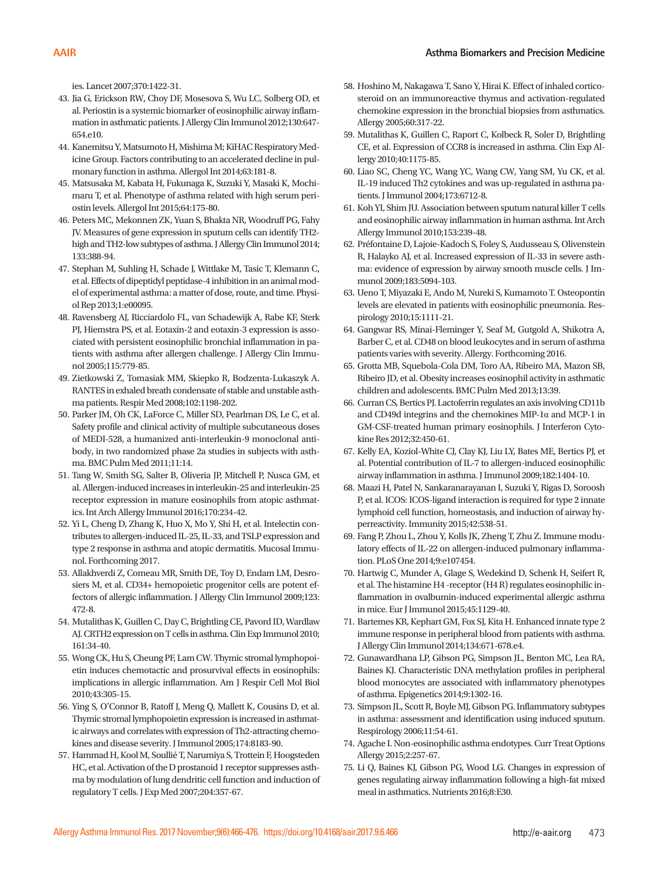ies. Lancet 2007;370:1422-31.

43. Jia G, Erickson RW, Choy DF, Mosesova S, Wu LC, Solberg OD, et al. Periostin is a systemic biomarker of eosinophilic airway inflammation in asthmatic patients. J Allergy Clin Immunol 2012;130:647-654.e10.
44. Kanemitsu Y, Matsumoto H, Mishima M; KiHAC Respiratory Medicine Group. Factors contributing to an accelerated decline in pulmonary function in asthma. Allergol Int 2014;63:181-8.
45. Matsusaka M, Kabata H, Fukunaga K, Suzuki Y, Masaki K, Mochimaru T, et al. Phenotype of asthma related with high serum periostin levels. Allergol Int 2015;64:175-80.
46. Peters MC, Mekonnen ZK, Yuan S, Bhakta NR, Woodruff PG, Fahy JV. Measures of gene expression in sputum cells can identify TH2-high and TH2-low subtypes of asthma. J Allergy Clin Immunol 2014;133:388-94.
47. Stephan M, Suhling H, Schade J, Wittlake M, Tasic T, Klemann C, et al. Effects of dipeptidyl peptidase-4 inhibition in an animal model of experimental asthma: a matter of dose, route, and time. Physiol Rep 2013;1:e00095.
48. Ravensberg AJ, Ricciardolo FL, van Schadewijk A, Rabe KF, Sterk PJ, Hiemstra PS, et al. Eotaxin-2 and eotaxin-3 expression is associated with persistent eosinophilic bronchial inflammation in patients with asthma after allergen challenge. J Allergy Clin Immunol 2005;115:779-85.
49. Zietkowski Z, Tomasiak MM, Skiepko R, Bodzenta-Lukaszyk A. RANTES in exhaled breath condensate of stable and unstable asthma patients. Respir Med 2008;102:1198-202.
50. Parker JM, Oh CK, LaForce C, Miller SD, Pearlman DS, Le C, et al. Safety profile and clinical activity of multiple subcutaneous doses of MEDI-528, a humanized anti-interleukin-9 monoclonal antibody, in two randomized phase 2a studies in subjects with asthma. BMC Pulm Med 2011;11:14.
51. Tang W, Smith SG, Salter B, Oliveria JP, Mitchell P, Nusca GM, et al. Allergen-induced increases in interleukin-25 and interleukin-25 receptor expression in mature eosinophils from atopic asthmatics. Int Arch Allergy Immunol 2016;170:234-42.
52. Yi L, Cheng D, Zhang K, Huo X, Mo Y, Shi H, et al. Intelectin contributes to allergen-induced IL-25, IL-33, and TSLP expression and type 2 response in asthma and atopic dermatitis. Mucosal Immunol. Forthcoming 2017.
53. Allakhverdi Z, Comeau MR, Smith DE, Toy D, Endam LM, Desrosiers M, et al. CD34+ hemopoietic progenitor cells are potent effectors of allergic inflammation. J Allergy Clin Immunol 2009;123:472-8.
54. Mutalithas K, Guillen C, Day C, Brightling CE, Pavord ID, Wardlaw AJ. CRTH2 expression on T cells in asthma. Clin Exp Immunol 2010;161:34-40.
55. Wong CK, Hu S, Cheung PF, Lam CW. Thymic stromal lymphopoietin induces chemotactic and prosurvival effects in eosinophils: implications in allergic inflammation. Am J Respir Cell Mol Biol 2010;43:305-15.
56. Ying S, O'Connor B, Ratoff J, Meng Q, Mallett K, Cousins D, et al. Thymic stromal lymphopoietin expression is increased in asthmatic airways and correlates with expression of Th2-attracting chemokines and disease severity. J Immunol 2005;174:8183-90.
57. Hammad H, Kool M, Soullié T, Narumiya S, Trottein F, Hoogsteden HC, et al. Activation of the D prostanoid 1 receptor suppresses asthma by modulation of lung dendritic cell function and induction of regulatory T cells. J Exp Med 2007;204:357-67.
58. Hoshino M, Nakagawa T, Sano Y, Hirai K. Effect of inhaled corticosteroid on an immunoreactive thymus and activation-regulated chemokine expression in the bronchial biopsies from asthmatics. Allergy 2005;60:317-22.
59. Mutalithas K, Guillen C, Raport C, Kolbeck R, Soler D, Brightling CE, et al. Expression of CCR8 is increased in asthma. Clin Exp Allergy 2010;40:1175-85.
60. Liao SC, Cheng YC, Wang YC, Wang CW, Yang SM, Yu CK, et al. IL-19 induced Th2 cytokines and was up-regulated in asthma patients. J Immunol 2004;173:6712-8.
61. Koh YI, Shim JU. Association between sputum natural killer T cells and eosinophilic airway inflammation in human asthma. Int Arch Allergy Immunol 2010;153:239-48.
62. Préfontaine D, Lajoie-Kadoch S, Foley S, Audusseau S, Olivenstein R, Halayko AJ, et al. Increased expression of IL-33 in severe asthma: evidence of expression by airway smooth muscle cells. J Immunol 2009;183:5094-103.
63. Ueno T, Miyazaki E, Ando M, Nureki S, Kumamoto T. Osteopontin levels are elevated in patients with eosinophilic pneumonia. Respirology 2010;15:1111-21.
64. Gangwar RS, Minai-Fleminger Y, Seaf M, Gutgold A, Shikotra A, Barber C, et al. CD48 on blood leukocytes and in serum of asthma patients varies with severity. Allergy. Forthcoming 2016.
65. Grotta MB, Squebola-Cola DM, Toro AA, Ribeiro MA, Mazon SB, Ribeiro JD, et al. Obesity increases eosinophil activity in asthmatic children and adolescents. BMC Pulm Med 2013;13:39.
66. Curran CS, Bertics PJ. Lactoferrin regulates an axis involving CD11b and CD49d integrins and the chemokines MIP-1α and MCP-1 in GM-CSF-treated human primary eosinophils. J Interferon Cytokine Res 2012;32:450-61.
67. Kelly EA, Koziol-White CJ, Clay KJ, Liu LY, Bates ME, Bertics PJ, et al. Potential contribution of IL-7 to allergen-induced eosinophilic airway inflammation in asthma. J Immunol 2009;182:1404-10.
68. Maazi H, Patel N, Sankaranarayanan I, Suzuki Y, Rigas D, Soroosh P, et al. ICOS: ICOS-ligand interaction is required for type 2 innate lymphoid cell function, homeostasis, and induction of airway hyperreactivity. Immunity 2015;42:538-51.
69. Fang P, Zhou L, Zhou Y, Kolls JK, Zheng T, Zhu Z. Immune modulatory effects of IL-22 on allergen-induced pulmonary inflammation. PLoS One 2014;9:e107454.
70. Hartwig C, Munder A, Glage S, Wedekind D, Schenk H, Seifert R, et al. The histamine H4 -receptor (H4 R) regulates eosinophilic inflammation in ovalbumin-induced experimental allergic asthma in mice. Eur J Immunol 2015;45:1129-40.
71. Bartemes KR, Kephart GM, Fox SJ, Kita H. Enhanced innate type 2 immune response in peripheral blood from patients with asthma. J Allergy Clin Immunol 2014;134:671-678.e4.
72. Gunawardhana LP, Gibson PG, Simpson JL, Benton MC, Lea RA, Baines KJ. Characteristic DNA methylation profiles in peripheral blood monocytes are associated with inflammatory phenotypes of asthma. Epigenetics 2014;9:1302-16.
73. Simpson JL, Scott R, Boyle MJ, Gibson PG. Inflammatory subtypes in asthma: assessment and identification using induced sputum. Respirology 2006;11:54-61.
74. Agache I. Non-eosinophilic asthma endotypes. Curr Treat Options Allergy 2015;2:257-67.
75. Li Q, Baines KJ, Gibson PG, Wood LG. Changes in expression of genes regulating airway inflammation following a high-fat mixed meal in asthmatics. Nutrients 2016;8:E30.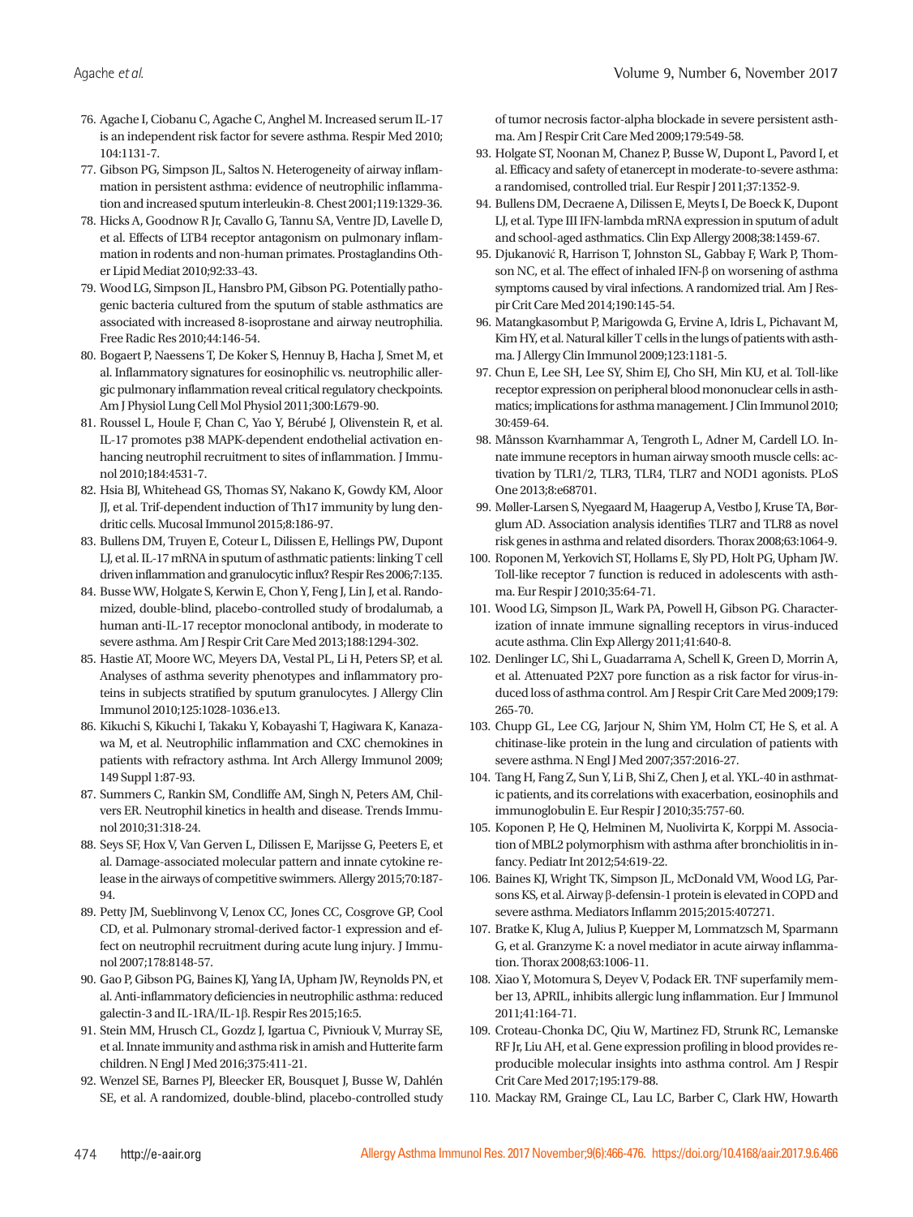76. Agache I, Ciobanu C, Agache C, Anghel M. Increased serum IL-17 is an independent risk factor for severe asthma. Respir Med 2010; 104:1131-7.
77. Gibson PG, Simpson JL, Saltos N. Heterogeneity of airway inflammation in persistent asthma: evidence of neutrophilic inflammation and increased sputum interleukin-8. Chest 2001;119:1329-36.
78. Hicks A, Goodnow R Jr, Cavallo G, Tannu SA, Ventre JD, Lavelle D, et al. Effects of LTB4 receptor antagonism on pulmonary inflammation in rodents and non-human primates. Prostaglandins Other Lipid Mediat 2010;92:33-43.
79. Wood LG, Simpson JL, Hansbro PM, Gibson PG. Potentially pathogenic bacteria cultured from the sputum of stable asthmatics are associated with increased 8-isoprostane and airway neutrophilia. Free Radic Res 2010;44:146-54.
80. Bogaert P, Naessens T, De Koker S, Hennuy B, Hacha J, Smet M, et al. Inflammatory signatures for eosinophilic vs. neutrophilic allergic pulmonary inflammation reveal critical regulatory checkpoints. Am J Physiol Lung Cell Mol Physiol 2011;300:L679-90.
81. Roussel L, Houle F, Chan C, Yao Y, Bérubé J, Olivenstein R, et al. IL-17 promotes p38 MAPK-dependent endothelial activation enhancing neutrophil recruitment to sites of inflammation. J Immunol 2010;184:4531-7.
82. Hsia BJ, Whitehead GS, Thomas SY, Nakano K, Gowdy KM, Aloor JJ, et al. Trif-dependent induction of Th17 immunity by lung dendritic cells. Mucosal Immunol 2015;8:186-97.
83. Bullens DM, Truyen E, Coteur L, Dilissen E, Hellings PW, Dupont LJ, et al. IL-17 mRNA in sputum of asthmatic patients: linking T cell driven inflammation and granulocytic influx? Respir Res 2006;7:135.
84. Busse WW, Holgate S, Kerwin E, Chon Y, Feng J, Lin J, et al. Randomized, double-blind, placebo-controlled study of brodalumab, a human anti-IL-17 receptor monoclonal antibody, in moderate to severe asthma. Am J Respir Crit Care Med 2013;188:1294-302.
85. Hastie AT, Moore WC, Meyers DA, Vestal PL, Li H, Peters SP, et al. Analyses of asthma severity phenotypes and inflammatory proteins in subjects stratified by sputum granulocytes. J Allergy Clin Immunol 2010;125:1028-1036.e13.
86. Kikuchi S, Kikuchi I, Takaku Y, Kobayashi T, Hagiwara K, Kanazawa M, et al. Neutrophilic inflammation and CXC chemokines in patients with refractory asthma. Int Arch Allergy Immunol 2009; 149 Suppl 1:87-93.
87. Summers C, Rankin SM, Condliffe AM, Singh N, Peters AM, Chilvers ER. Neutrophil kinetics in health and disease. Trends Immunol 2010;31:318-24.
88. Seys SF, Hox V, Van Gerven L, Dilissen E, Marijsse G, Peeters E, et al. Damage-associated molecular pattern and innate cytokine release in the airways of competitive swimmers. Allergy 2015;70:187-94.
89. Petty JM, Sueblinvong V, Lenox CC, Jones CC, Cosgrove GP, Cool CD, et al. Pulmonary stromal-derived factor-1 expression and effect on neutrophil recruitment during acute lung injury. J Immunol 2007;178:8148-57.
90. Gao P, Gibson PG, Baines KJ, Yang IA, Upham JW, Reynolds PN, et al. Anti-inflammatory deficiencies in neutrophilic asthma: reduced galectin-3 and IL-1RA/IL-1β. Respir Res 2015;16:5.
91. Stein MM, Hrusch CL, Gozdz J, Igartua C, Pivniouk V, Murray SE, et al. Innate immunity and asthma risk in amish and Hutterite farm children. N Engl J Med 2016;375:411-21.
92. Wenzel SE, Barnes PJ, Bleecker ER, Bousquet J, Busse W, Dahlén SE, et al. A randomized, double-blind, placebo-controlled study of tumor necrosis factor-alpha blockade in severe persistent asthma. Am J Respir Crit Care Med 2009;179:549-58.
93. Holgate ST, Noonan M, Chanez P, Busse W, Dupont L, Pavord I, et al. Efficacy and safety of etanercept in moderate-to-severe asthma: a randomised, controlled trial. Eur Respir J 2011;37:1352-9.
94. Bullens DM, Decraene A, Dilissen E, Meyts I, De Boeck K, Dupont LJ, et al. Type III IFN-lambda mRNA expression in sputum of adult and school-aged asthmatics. Clin Exp Allergy 2008;38:1459-67.
95. Djukanović R, Harrison T, Johnston SL, Gabbay F, Wark P, Thomson NC, et al. The effect of inhaled IFN-β on worsening of asthma symptoms caused by viral infections. A randomized trial. Am J Respir Crit Care Med 2014;190:145-54.
96. Matangkasombut P, Marigowda G, Ervine A, Idris L, Pichavant M, Kim HY, et al. Natural killer T cells in the lungs of patients with asthma. J Allergy Clin Immunol 2009;123:1181-5.
97. Chun E, Lee SH, Lee SY, Shim EJ, Cho SH, Min KU, et al. Toll-like receptor expression on peripheral blood mononuclear cells in asthmatics; implications for asthma management. J Clin Immunol 2010; 30:459-64.
98. Månsson Kvarnhammar A, Tengroth L, Adner M, Cardell LO. Innate immune receptors in human airway smooth muscle cells: activation by TLR1/2, TLR3, TLR4, TLR7 and NOD1 agonists. PLoS One 2013;8:e68701.
99. Møller-Larsen S, Nyegaard M, Haagerup A, Vestbo J, Kruse TA, Børglum AD. Association analysis identifies TLR7 and TLR8 as novel risk genes in asthma and related disorders. Thorax 2008;63:1064-9.
100. Roponen M, Yerkovich ST, Hollams E, Sly PD, Holt PG, Upham JW. Toll-like receptor 7 function is reduced in adolescents with asthma. Eur Respir J 2010;35:64-71.
101. Wood LG, Simpson JL, Wark PA, Powell H, Gibson PG. Characterization of innate immune signalling receptors in virus-induced acute asthma. Clin Exp Allergy 2011;41:640-8.
102. Denlinger LC, Shi L, Guadarrama A, Schell K, Green D, Morrin A, et al. Attenuated P2X7 pore function as a risk factor for virus-induced loss of asthma control. Am J Respir Crit Care Med 2009;179: 265-70.
103. Chupp GL, Lee CG, Jarjour N, Shim YM, Holm CT, He S, et al. A chitinase-like protein in the lung and circulation of patients with severe asthma. N Engl J Med 2007;357:2016-27.
104. Tang H, Fang Z, Sun Y, Li B, Shi Z, Chen J, et al. YKL-40 in asthmatic patients, and its correlations with exacerbation, eosinophils and immunoglobulin E. Eur Respir J 2010;35:757-60.
105. Koponen P, He Q, Helminen M, Nuolivirta K, Korppi M. Association of MBL2 polymorphism with asthma after bronchiolitis in infancy. Pediatr Int 2012;54:619-22.
106. Baines KJ, Wright TK, Simpson JL, McDonald VM, Wood LG, Parsons KS, et al. Airway β-defensin-1 protein is elevated in COPD and severe asthma. Mediators Inflamm 2015;2015:407271.
107. Bratke K, Klug A, Julius P, Kuepper M, Lommatzsch M, Sparmann G, et al. Granzyme K: a novel mediator in acute airway inflammation. Thorax 2008;63:1006-11.
108. Xiao Y, Motomura S, Deyev V, Podack ER. TNF superfamily member 13, APRIL, inhibits allergic lung inflammation. Eur J Immunol 2011;41:164-71.
109. Croteau-Chonka DC, Qiu W, Martinez FD, Strunk RC, Lemanske RF Jr, Liu AH, et al. Gene expression profiling in blood provides reproducible molecular insights into asthma control. Am J Respir Crit Care Med 2017;195:179-88.
110. Mackay RM, Grainge CL, Lau LC, Barber C, Clark HW, Howarth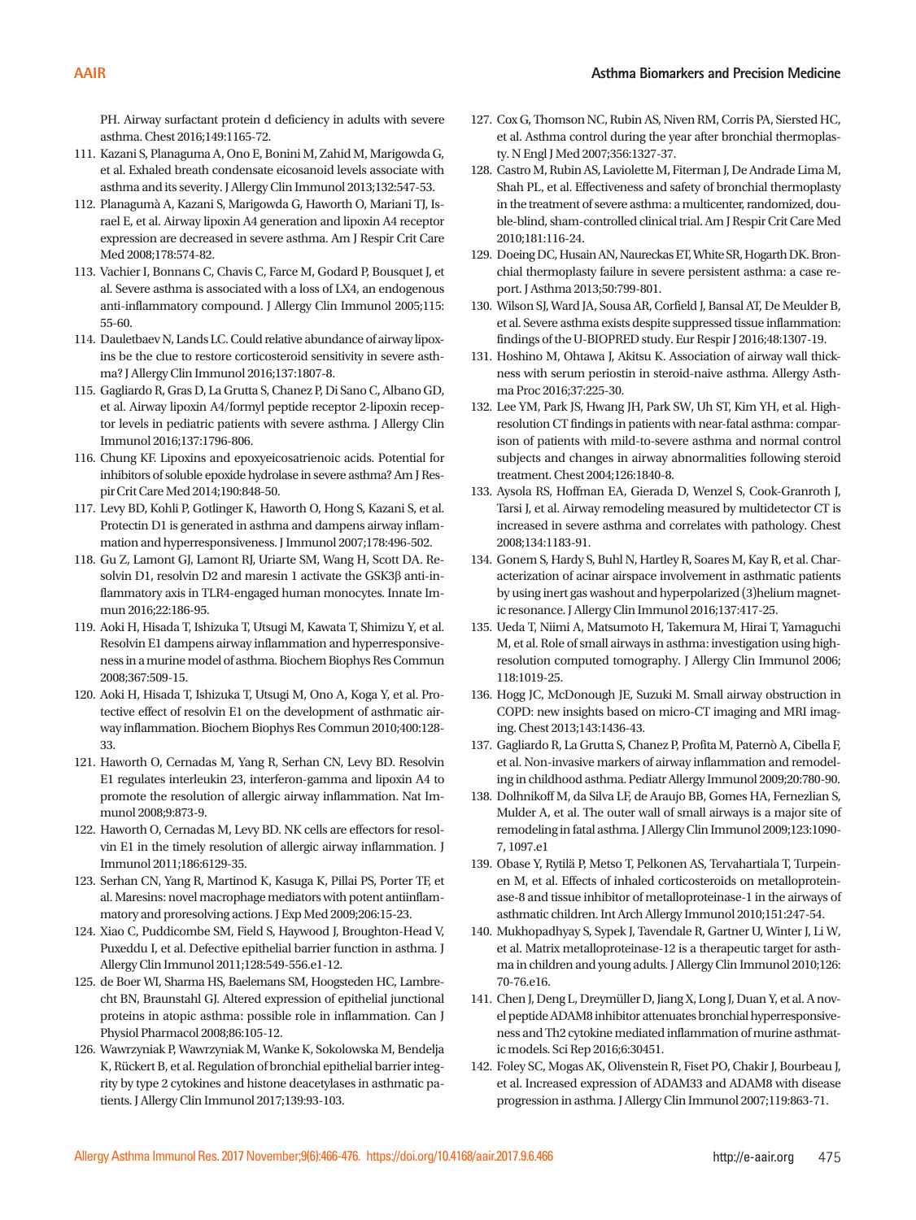PH. Airway surfactant protein d deficiency in adults with severe asthma. Chest 2016;149:1165-72.

111. Kazani S, Planaguma A, Ono E, Bonini M, Zahid M, Marigowda G, et al. Exhaled breath condensate eicosanoid levels associate with asthma and its severity. J Allergy Clin Immunol 2013;132:547-53.
112. Planagumà A, Kazani S, Marigowda G, Haworth O, Mariani TJ, Israel E, et al. Airway lipoxin A4 generation and lipoxin A4 receptor expression are decreased in severe asthma. Am J Respir Crit Care Med 2008;178:574-82.
113. Vachier I, Bonnans C, Chavis C, Farce M, Godard P, Bousquet J, et al. Severe asthma is associated with a loss of LX4, an endogenous anti-inflammatory compound. J Allergy Clin Immunol 2005;115:55-60.
114. Dauletbaev N, Lands LC. Could relative abundance of airway lipoxins be the clue to restore corticosteroid sensitivity in severe asthma? J Allergy Clin Immunol 2016;137:1807-8.
115. Gagliardo R, Gras D, La Grutta S, Chanez P, Di Sano C, Albano GD, et al. Airway lipoxin A4/formyl peptide receptor 2-lipoxin receptor levels in pediatric patients with severe asthma. J Allergy Clin Immunol 2016;137:1796-806.
116. Chung KF. Lipoxins and epoxyeicosatrienoic acids. Potential for inhibitors of soluble epoxide hydrolase in severe asthma? Am J Respir Crit Care Med 2014;190:848-50.
117. Levy BD, Kohli P, Gotlinger K, Haworth O, Hong S, Kazani S, et al. Protectin D1 is generated in asthma and dampens airway inflammation and hyperresponsiveness. J Immunol 2007;178:496-502.
118. Gu Z, Lamont GJ, Lamont RJ, Uriarte SM, Wang H, Scott DA. Resolvin D1, resolvin D2 and maresin 1 activate the GSK3β anti-inflammatory axis in TLR4-engaged human monocytes. Innate Immun 2016;22:186-95.
119. Aoki H, Hisada T, Ishizuka T, Utsugi M, Kawata T, Shimizu Y, et al. Resolvin E1 dampens airway inflammation and hyperresponsiveness in a murine model of asthma. Biochem Biophys Res Commun 2008;367:509-15.
120. Aoki H, Hisada T, Ishizuka T, Utsugi M, Ono A, Koga Y, et al. Protective effect of resolvin E1 on the development of asthmatic airway inflammation. Biochem Biophys Res Commun 2010;400:128-33.
121. Haworth O, Cernadas M, Yang R, Serhan CN, Levy BD. Resolvin E1 regulates interleukin 23, interferon-gamma and lipoxin A4 to promote the resolution of allergic airway inflammation. Nat Immunol 2008;9:873-9.
122. Haworth O, Cernadas M, Levy BD. NK cells are effectors for resolvin E1 in the timely resolution of allergic airway inflammation. J Immunol 2011;186:6129-35.
123. Serhan CN, Yang R, Martinod K, Kasuga K, Pillai PS, Porter TF, et al. Maresins: novel macrophage mediators with potent antiinflammatory and proresolving actions. J Exp Med 2009;206:15-23.
124. Xiao C, Puddicombe SM, Field S, Haywood J, Broughton-Head V, Puxeddu I, et al. Defective epithelial barrier function in asthma. J Allergy Clin Immunol 2011;128:549-556.e1-12.
125. de Boer WI, Sharma HS, Baelemans SM, Hoogsteden HC, Lambrecht BN, Braunstahl GJ. Altered expression of epithelial junctional proteins in atopic asthma: possible role in inflammation. Can J Physiol Pharmacol 2008;86:105-12.
126. Wawrzyniak P, Wawrzyniak M, Wanke K, Sokolowska M, Bendelja K, Rückert B, et al. Regulation of bronchial epithelial barrier integrity by type 2 cytokines and histone deacetylases in asthmatic patients. J Allergy Clin Immunol 2017;139:93-103.
127. Cox G, Thomson NC, Rubin AS, Niven RM, Corris PA, Siersted HC, et al. Asthma control during the year after bronchial thermoplasty. N Engl J Med 2007;356:1327-37.
128. Castro M, Rubin AS, Laviolette M, Fiterman J, De Andrade Lima M, Shah PL, et al. Effectiveness and safety of bronchial thermoplasty in the treatment of severe asthma: a multicenter, randomized, double-blind, sham-controlled clinical trial. Am J Respir Crit Care Med 2010;181:116-24.
129. Doeing DC, Husain AN, Naureckas ET, White SR, Hogarth DK. Bronchial thermoplasty failure in severe persistent asthma: a case report. J Asthma 2013;50:799-801.
130. Wilson SJ, Ward JA, Sousa AR, Corfield J, Bansal AT, De Meulder B, et al. Severe asthma exists despite suppressed tissue inflammation: findings of the U-BIOPRED study. Eur Respir J 2016;48:1307-19.
131. Hoshino M, Ohtawa J, Akitsu K. Association of airway wall thickness with serum periostin in steroid-naive asthma. Allergy Asthma Proc 2016;37:225-30.
132. Lee YM, Park JS, Hwang JH, Park SW, Uh ST, Kim YH, et al. High-resolution CT findings in patients with near-fatal asthma: comparison of patients with mild-to-severe asthma and normal control subjects and changes in airway abnormalities following steroid treatment. Chest 2004;126:1840-8.
133. Aysola RS, Hoffman EA, Gierada D, Wenzel S, Cook-Granroth J, Tarsi J, et al. Airway remodeling measured by multidetector CT is increased in severe asthma and correlates with pathology. Chest 2008;134:1183-91.
134. Gonem S, Hardy S, Buhl N, Hartley R, Soares M, Kay R, et al. Characterization of acinar airspace involvement in asthmatic patients by using inert gas washout and hyperpolarized (3)helium magnetic resonance. J Allergy Clin Immunol 2016;137:417-25.
135. Ueda T, Niimi A, Matsumoto H, Takemura M, Hirai T, Yamaguchi M, et al. Role of small airways in asthma: investigation using high-resolution computed tomography. J Allergy Clin Immunol 2006;118:1019-25.
136. Hogg JC, McDonough JE, Suzuki M. Small airway obstruction in COPD: new insights based on micro-CT imaging and MRI imaging. Chest 2013;143:1436-43.
137. Gagliardo R, La Grutta S, Chanez P, Profita M, Paternò A, Cibella F, et al. Non-invasive markers of airway inflammation and remodeling in childhood asthma. Pediatr Allergy Immunol 2009;20:780-90.
138. Dolhnikoff M, da Silva LF, de Araujo BB, Gomes HA, Fernezlian S, Mulder A, et al. The outer wall of small airways is a major site of remodeling in fatal asthma. J Allergy Clin Immunol 2009;123:1090-7, 1097.e1
139. Obase Y, Rytilä P, Metso T, Pelkonen AS, Tervahartiala T, Turpeinen M, et al. Effects of inhaled corticosteroids on metalloproteinase-8 and tissue inhibitor of metalloproteinase-1 in the airways of asthmatic children. Int Arch Allergy Immunol 2010;151:247-54.
140. Mukhopadhyay S, Sypek J, Tavendale R, Gartner U, Winter J, Li W, et al. Matrix metalloproteinase-12 is a therapeutic target for asthma in children and young adults. J Allergy Clin Immunol 2010;126:70-76.e16.
141. Chen J, Deng L, Dreymüller D, Jiang X, Long J, Duan Y, et al. A novel peptide ADAM8 inhibitor attenuates bronchial hyperresponsiveness and Th2 cytokine mediated inflammation of murine asthmatic models. Sci Rep 2016;6:30451.
142. Foley SC, Mogas AK, Olivenstein R, Fiset PO, Chakir J, Bourbeau J, et al. Increased expression of ADAM33 and ADAM8 with disease progression in asthma. J Allergy Clin Immunol 2007;119:863-71.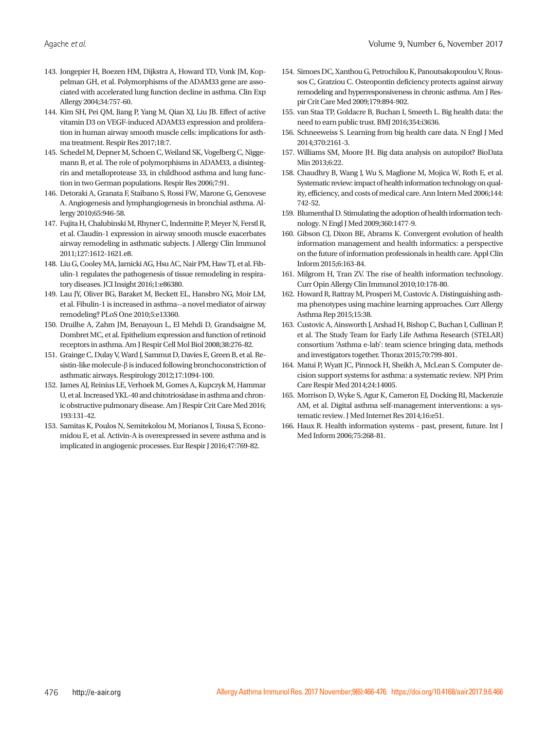143. Jongepier H, Boezen HM, Dijkstra A, Howard TD, Vonk JM, Koppelman GH, et al. Polymorphisms of the ADAM33 gene are associated with accelerated lung function decline in asthma. Clin Exp Allergy 2004;34:757-60.
144. Kim SH, Pei QM, Jiang P, Yang M, Qian XJ, Liu JB. Effect of active vitamin D3 on VEGF-induced ADAM33 expression and proliferation in human airway smooth muscle cells: implications for asthma treatment. Respir Res 2017;18:7.
145. Schedel M, Depner M, Schoen C, Weiland SK, Vogelberg C, Niggemann B, et al. The role of polymorphisms in ADAM33, a disintegrin and metalloprotease 33, in childhood asthma and lung function in two German populations. Respir Res 2006;7:91.
146. Detoraki A, Granata F, Staibano S, Rossi FW, Marone G, Genovese A. Angiogenesis and lymphangiogenesis in bronchial asthma. Allergy 2010;65:946-58.
147. Fujita H, Chalubinski M, Rhyner C, Indermitte P, Meyer N, Ferstl R, et al. Claudin-1 expression in airway smooth muscle exacerbates airway remodeling in asthmatic subjects. J Allergy Clin Immunol 2011;127:1612-1621.e8.
148. Liu G, Cooley MA, Jarnicki AG, Hsu AC, Nair PM, Haw TJ, et al. Fibulin-1 regulates the pathogenesis of tissue remodeling in respiratory diseases. JCI Insight 2016;1:e86380.
149. Lau JY, Oliver BG, Baraket M, Beckett EL, Hansbro NG, Moir LM, et al. Fibulin-1 is increased in asthma--a novel mediator of airway remodeling? PLoS One 2010;5:e13360.
150. Druilhe A, Zahm JM, Benayoun L, El Mehdi D, Grandsaigne M, Dombret MC, et al. Epithelium expression and function of retinoid receptors in asthma. Am J Respir Cell Mol Biol 2008;38:276-82.
151. Grainge C, Dulay V, Ward J, Sammut D, Davies E, Green B, et al. Resistin-like molecule-β is induced following bronchoconstriction of asthmatic airways. Respirology 2012;17:1094-100.
152. James AJ, Reinius LE, Verhoek M, Gomes A, Kupczyk M, Hammar U, et al. Increased YKL-40 and chitotriosidase in asthma and chronic obstructive pulmonary disease. Am J Respir Crit Care Med 2016;193:131-42.
153. Samitas K, Poulos N, Semitekolou M, Morianos I, Tousa S, Economidou E, et al. Activin-A is overexpressed in severe asthma and is implicated in angiogenic processes. Eur Respir J 2016;47:769-82.
154. Simoes DC, Xanthou G, Petrochilou K, Panoutsakopoulou V, Roussos C, Gratziou C. Osteopontin deficiency protects against airway remodeling and hyperresponsiveness in chronic asthma. Am J Respir Crit Care Med 2009;179:894-902.
155. van Staa TP, Goldacre B, Buchan I, Smeeth L. Big health data: the need to earn public trust. BMJ 2016;354:i3636.
156. Schneeweiss S. Learning from big health care data. N Engl J Med 2014;370:2161-3.
157. Williams SM, Moore JH. Big data analysis on autopilot? BioData Min 2013;6:22.
158. Chaudhry B, Wang J, Wu S, Maglione M, Mojica W, Roth E, et al. Systematic review: impact of health information technology on quality, efficiency, and costs of medical care. Ann Intern Med 2006;144:742-52.
159. Blumenthal D. Stimulating the adoption of health information technology. N Engl J Med 2009;360:1477-9.
160. Gibson CJ, Dixon BE, Abrams K. Convergent evolution of health information management and health informatics: a perspective on the future of information professionals in health care. Appl Clin Inform 2015;6:163-84.
161. Milgrom H, Tran ZV. The rise of health information technology. Curr Opin Allergy Clin Immunol 2010;10:178-80.
162. Howard R, Rattray M, Prosperi M, Custovic A. Distinguishing asthma phenotypes using machine learning approaches. Curr Allergy Asthma Rep 2015;15:38.
163. Custovic A, Ainsworth J, Arshad H, Bishop C, Buchan I, Cullinan P, et al. The Study Team for Early Life Asthma Research (STELAR) consortium 'Asthma e-lab': team science bringing data, methods and investigators together. Thorax 2015;70:799-801.
164. Matui P, Wyatt JC, Pinnock H, Sheikh A, McLean S. Computer decision support systems for asthma: a systematic review. NPJ Prim Care Respir Med 2014;24:14005.
165. Morrison D, Wyke S, Agur K, Cameron EJ, Docking RI, Mackenzie AM, et al. Digital asthma self-management interventions: a systematic review. J Med Internet Res 2014;16:e51.
166. Haux R. Health information systems - past, present, future. Int J Med Inform 2006;75:268-81.